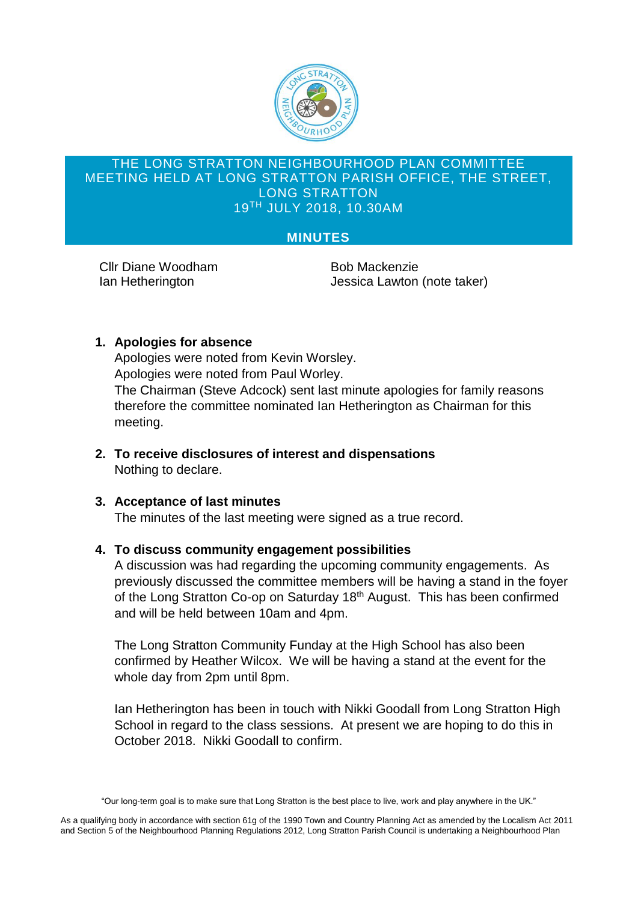# THE LONG STRATTON NEIGHBOURHOOD PLAN COMMITTEE MEETING HELD AT LONG STRATTON PARISH OFFICE, THE STREET, LONG STRATTON 19TH JULY 2018, 10.30AM

## MINUTES

Cllr Diane Woodham
Ian Hetherington
Bob Mackenzie
Jessica Lawton (note taker)

1. **Apologies for absence**
   Apologies were noted from Kevin Worsley.
   Apologies were noted from Paul Worley.
   The Chairman (Steve Adcock) sent last minute apologies for family reasons therefore the committee nominated Ian Hetherington as Chairman for this meeting.

2. **To receive disclosures of interest and dispensations**
   Nothing to declare.

3. **Acceptance of last minutes**
   The minutes of the last meeting were signed as a true record.

4. **To discuss community engagement possibilities**
   A discussion was had regarding the upcoming community engagements. As previously discussed the committee members will be having a stand in the foyer of the Long Stratton Co-op on Saturday 18th August. This has been confirmed and will be held between 10am and 4pm.

   The Long Stratton Community Funday at the High School has also been confirmed by Heather Wilcox. We will be having a stand at the event for the whole day from 2pm until 8pm.

   Ian Hetherington has been in touch with Nikki Goodall from Long Stratton High School in regard to the class sessions. At present we are hoping to do this in October 2018. Nikki Goodall to confirm.

"Our long-term goal is to make sure that Long Stratton is the best place to live, work and play anywhere in the UK."

As a qualifying body in accordance with section 61g of the 1990 Town and Country Planning Act as amended by the Localism Act 2011 and Section 5 of the Neighbourhood Planning Regulations 2012, Long Stratton Parish Council is undertaking a Neighbourhood Plan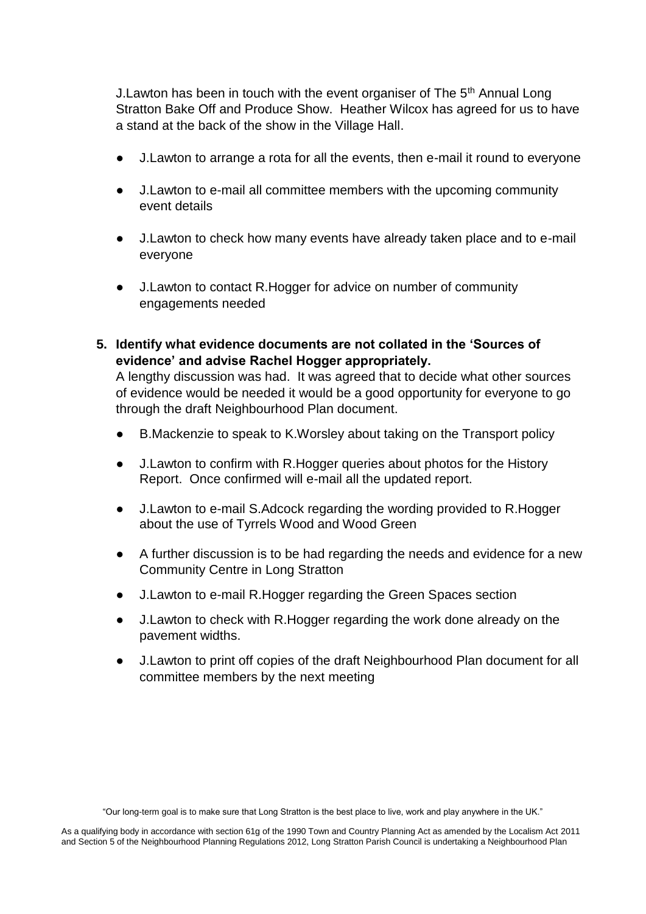J.Lawton has been in touch with the event organiser of The 5th Annual Long Stratton Bake Off and Produce Show. Heather Wilcox has agreed for us to have a stand at the back of the show in the Village Hall.

- J.Lawton to arrange a rota for all the events, then e-mail it round to everyone
- J.Lawton to e-mail all committee members with the upcoming community event details
- J.Lawton to check how many events have already taken place and to e-mail everyone
- J.Lawton to contact R.Hogger for advice on number of community engagements needed

5. **Identify what evidence documents are not collated in the 'Sources of evidence' and advise Rachel Hogger appropriately.**

   A lengthy discussion was had. It was agreed that to decide what other sources of evidence would be needed it would be a good opportunity for everyone to go through the draft Neighbourhood Plan document.

   - B.Mackenzie to speak to K.Worsley about taking on the Transport policy
   - J.Lawton to confirm with R.Hogger queries about photos for the History Report. Once confirmed will e-mail all the updated report.
   - J.Lawton to e-mail S.Adcock regarding the wording provided to R.Hogger about the use of Tyrrels Wood and Wood Green
   - A further discussion is to be had regarding the needs and evidence for a new Community Centre in Long Stratton
   - J.Lawton to e-mail R.Hogger regarding the Green Spaces section
   - J.Lawton to check with R.Hogger regarding the work done already on the pavement widths.
   - J.Lawton to print off copies of the draft Neighbourhood Plan document for all committee members by the next meeting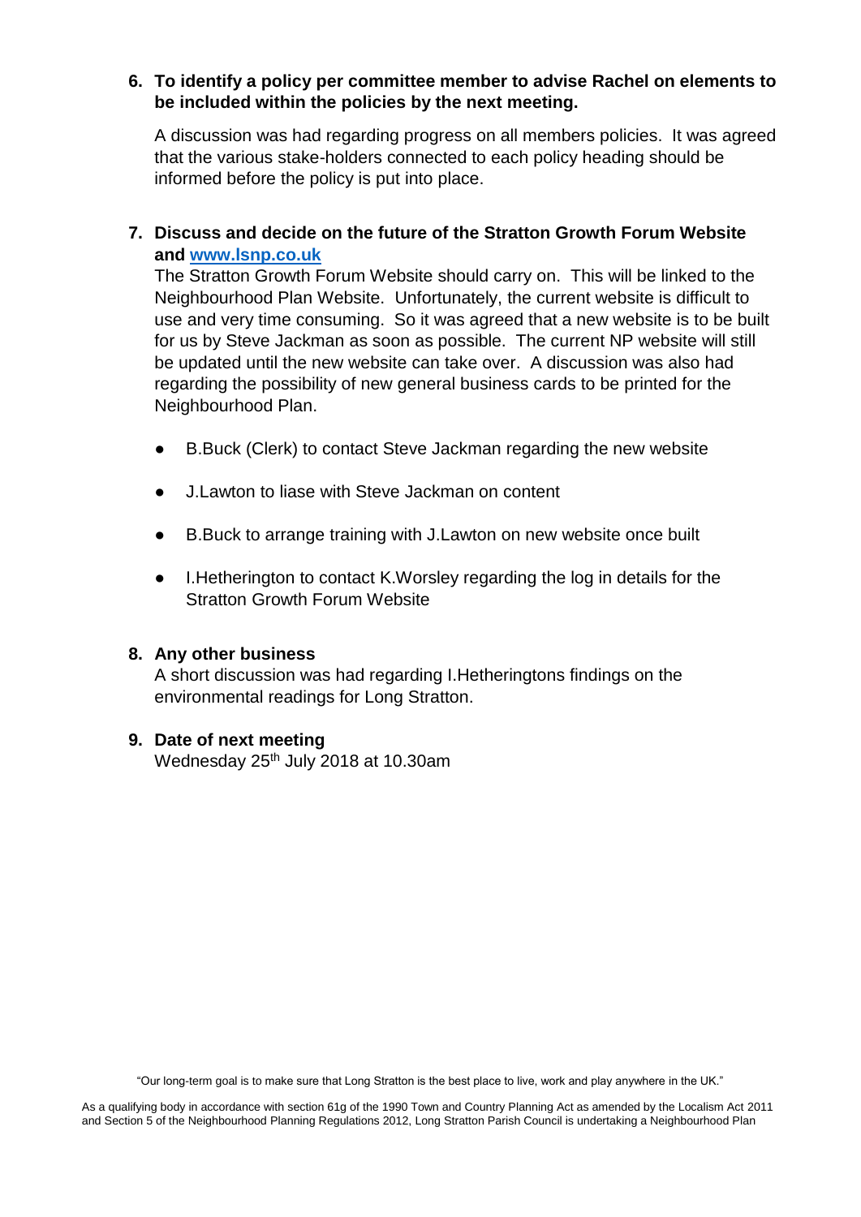6. **To identify a policy per committee member to advise Rachel on elements to be included within the policies by the next meeting.**

   A discussion was had regarding progress on all members policies. It was agreed that the various stake-holders connected to each policy heading should be informed before the policy is put into place.

7. **Discuss and decide on the future of the Stratton Growth Forum Website and [www.lsnp.co.uk](http://www.lsnp.co.uk)**

   The Stratton Growth Forum Website should carry on. This will be linked to the Neighbourhood Plan Website. Unfortunately, the current website is difficult to use and very time consuming. So it was agreed that a new website is to be built for us by Steve Jackman as soon as possible. The current NP website will still be updated until the new website can take over. A discussion was also had regarding the possibility of new general business cards to be printed for the Neighbourhood Plan.

   - B.Buck (Clerk) to contact Steve Jackman regarding the new website
   - J.Lawton to liase with Steve Jackman on content
   - B.Buck to arrange training with J.Lawton on new website once built
   - I.Hetherington to contact K.Worsley regarding the log in details for the Stratton Growth Forum Website

8. **Any other business**

   A short discussion was had regarding I.Hetheringtons findings on the environmental readings for Long Stratton.

9. **Date of next meeting**

   Wednesday 25th July 2018 at 10.30am

"Our long-term goal is to make sure that Long Stratton is the best place to live, work and play anywhere in the UK."

As a qualifying body in accordance with section 61g of the 1990 Town and Country Planning Act as amended by the Localism Act 2011 and Section 5 of the Neighbourhood Planning Regulations 2012, Long Stratton Parish Council is undertaking a Neighbourhood Plan